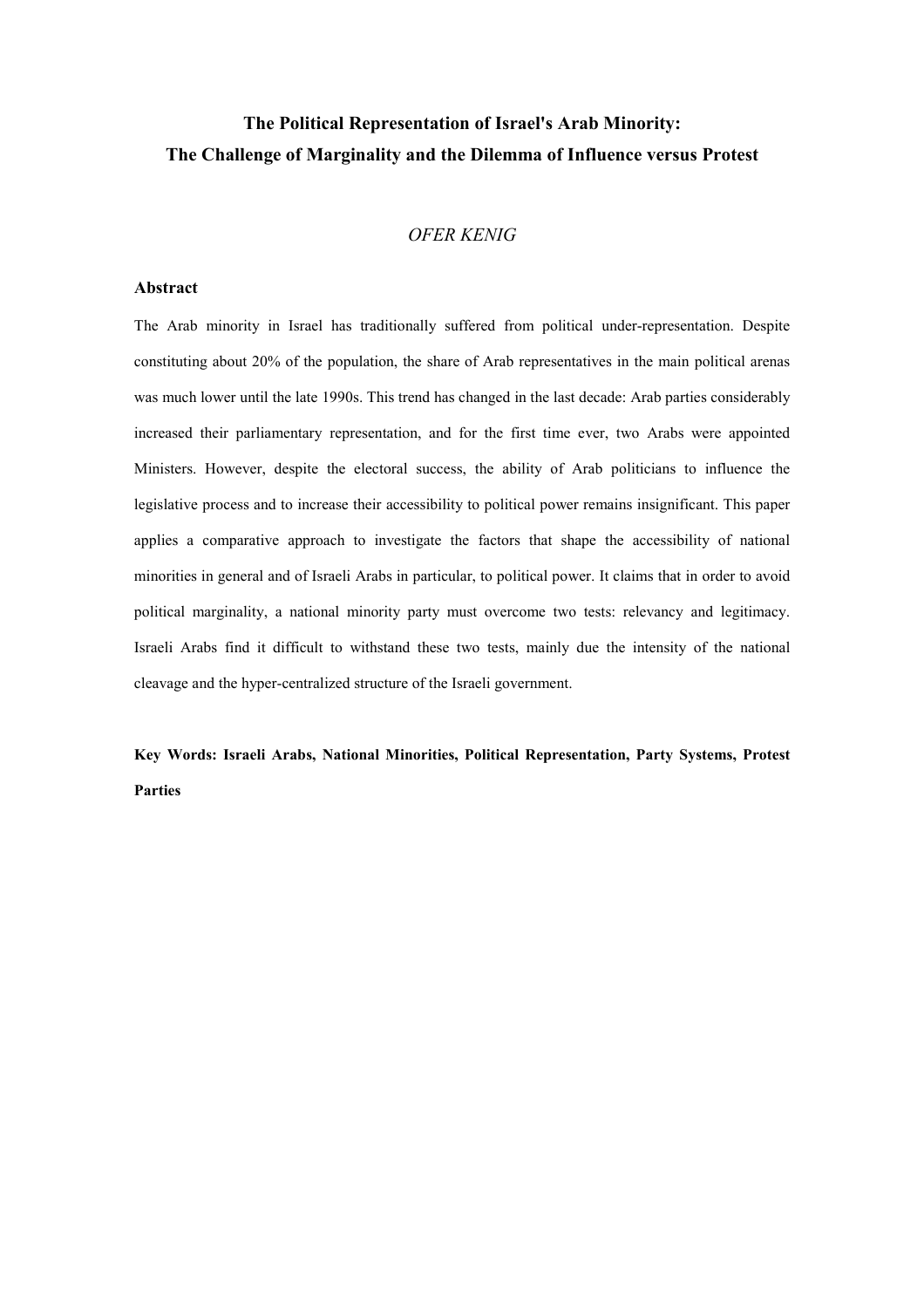# The Political Representation of Israel's Arab Minority: The Challenge of Marginality and the Dilemma of Influence versus Protest

*OFER KENIG*

## Abstract

The Arab minority in Israel has traditionally suffered from political under-representation. Despite constituting about 20% of the population, the share of Arab representatives in the main political arenas was much lower until the late 1990s. This trend has changed in the last decade: Arab parties considerably increased their parliamentary representation, and for the first time ever, two Arabs were appointed Ministers. However, despite the electoral success, the ability of Arab politicians to influence the legislative process and to increase their accessibility to political power remains insignificant. This paper applies a comparative approach to investigate the factors that shape the accessibility of national minorities in general and of Israeli Arabs in particular, to political power. It claims that in order to avoid political marginality, a national minority party must overcome two tests: relevancy and legitimacy. Israeli Arabs find it difficult to withstand these two tests, mainly due the intensity of the national cleavage and the hyper-centralized structure of the Israeli government.

**Key Words: Israeli Arabs, National Minorities, Political Representation, Party Systems, Protest Parties**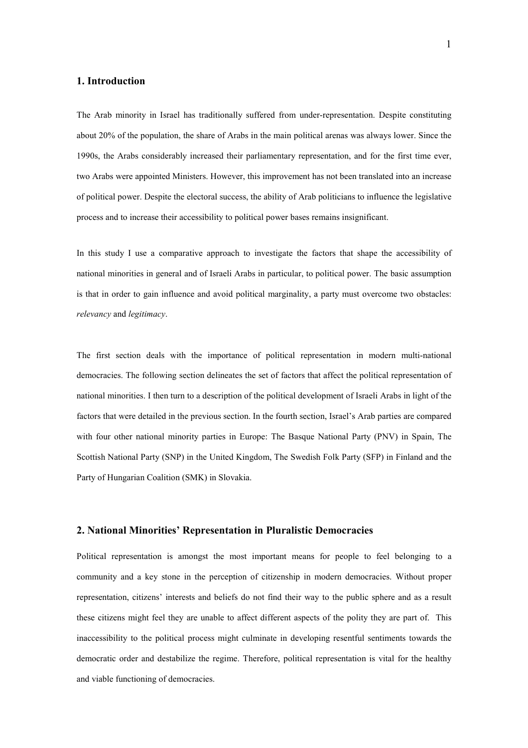## 1. Introduction

The Arab minority in Israel has traditionally suffered from under-representation. Despite constituting about 20% of the population, the share of Arabs in the main political arenas was always lower. Since the 1990s, the Arabs considerably increased their parliamentary representation, and for the first time ever, two Arabs were appointed Ministers. However, this improvement has not been translated into an increase of political power. Despite the electoral success, the ability of Arab politicians to influence the legislative process and to increase their accessibility to political power bases remains insignificant.

In this study I use a comparative approach to investigate the factors that shape the accessibility of national minorities in general and of Israeli Arabs in particular, to political power. The basic assumption is that in order to gain influence and avoid political marginality, a party must overcome two obstacles: *relevancy* and *legitimacy*.

The first section deals with the importance of political representation in modern multi-national democracies. The following section delineates the set of factors that affect the political representation of national minorities. I then turn to a description of the political development of Israeli Arabs in light of the factors that were detailed in the previous section. In the fourth section, Israel's Arab parties are compared with four other national minority parties in Europe: The Basque National Party (PNV) in Spain, The Scottish National Party (SNP) in the United Kingdom, The Swedish Folk Party (SFP) in Finland and the Party of Hungarian Coalition (SMK) in Slovakia.

## 2. National Minorities' Representation in Pluralistic Democracies

Political representation is amongst the most important means for people to feel belonging to a community and a key stone in the perception of citizenship in modern democracies. Without proper representation, citizens' interests and beliefs do not find their way to the public sphere and as a result these citizens might feel they are unable to affect different aspects of the polity they are part of. This inaccessibility to the political process might culminate in developing resentful sentiments towards the democratic order and destabilize the regime. Therefore, political representation is vital for the healthy and viable functioning of democracies.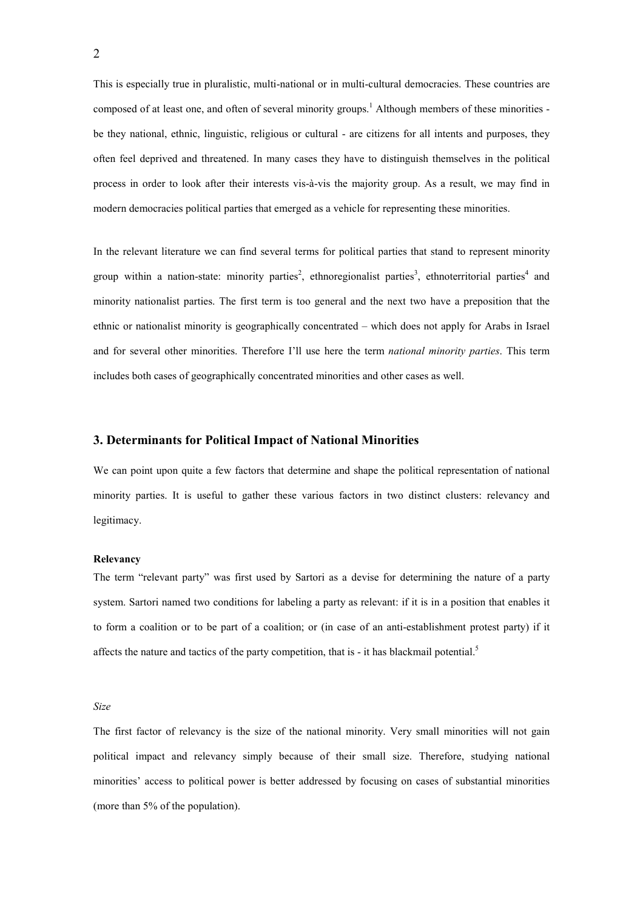This is especially true in pluralistic, multi-national or in multi-cultural democracies. These countries are composed of at least one, and often of several minority groups.[1] Although members of these minorities - be they national, ethnic, linguistic, religious or cultural - are citizens for all intents and purposes, they often feel deprived and threatened. In many cases they have to distinguish themselves in the political process in order to look after their interests vis-à-vis the majority group. As a result, we may find in modern democracies political parties that emerged as a vehicle for representing these minorities.

In the relevant literature we can find several terms for political parties that stand to represent minority group within a nation-state: minority parties[2], ethnoregionalist parties[3], ethnoterritorial parties[4] and minority nationalist parties. The first term is too general and the next two have a preposition that the ethnic or nationalist minority is geographically concentrated – which does not apply for Arabs in Israel and for several other minorities. Therefore I'll use here the term *national minority parties*. This term includes both cases of geographically concentrated minorities and other cases as well.

## 3. Determinants for Political Impact of National Minorities

We can point upon quite a few factors that determine and shape the political representation of national minority parties. It is useful to gather these various factors in two distinct clusters: relevancy and legitimacy.

**Relevancy**

The term "relevant party" was first used by Sartori as a devise for determining the nature of a party system. Sartori named two conditions for labeling a party as relevant: if it is in a position that enables it to form a coalition or to be part of a coalition; or (in case of an anti-establishment protest party) if it affects the nature and tactics of the party competition, that is - it has blackmail potential.[5]

*Size*

The first factor of relevancy is the size of the national minority. Very small minorities will not gain political impact and relevancy simply because of their small size. Therefore, studying national minorities' access to political power is better addressed by focusing on cases of substantial minorities (more than 5% of the population).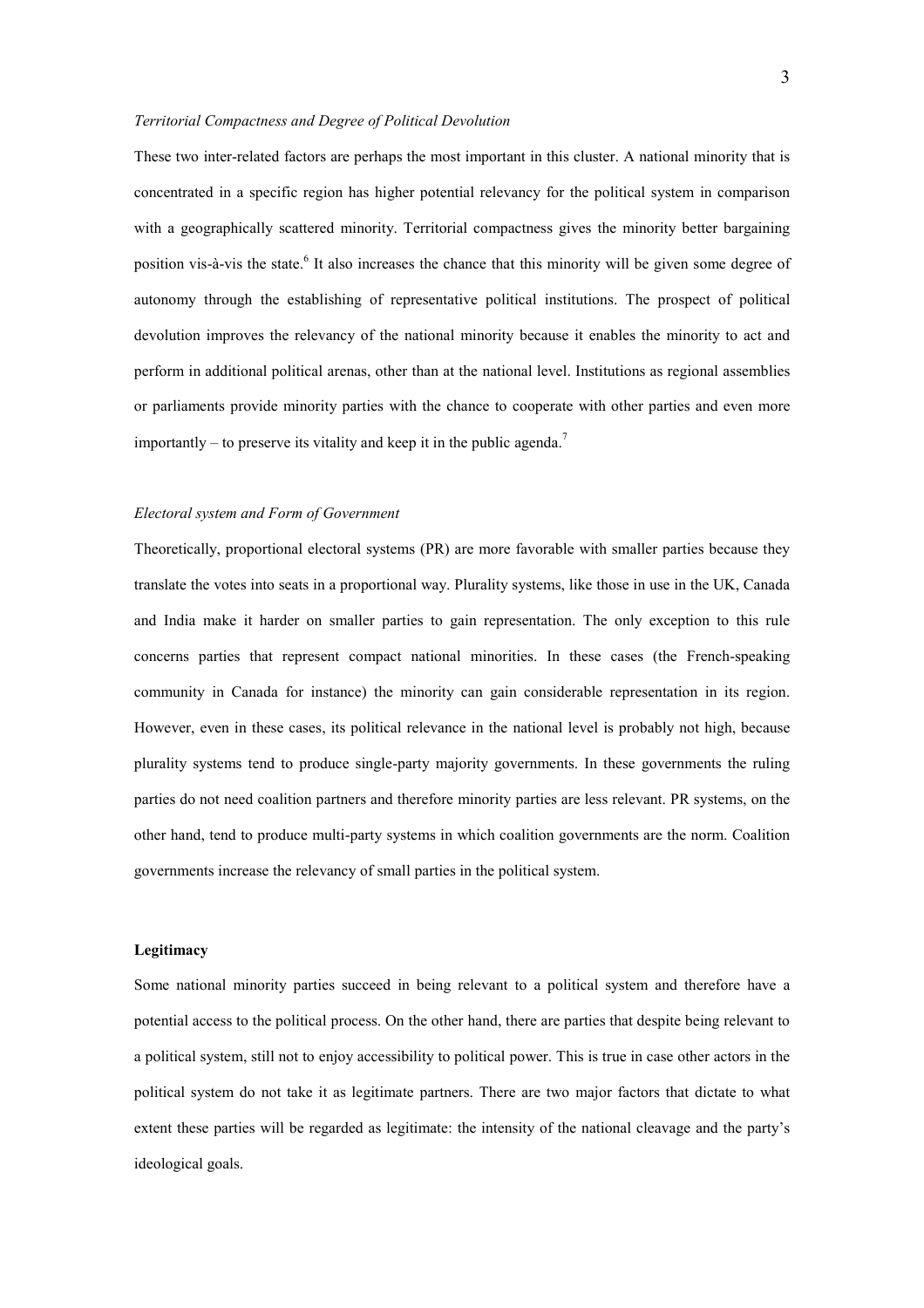*Territorial Compactness and Degree of Political Devolution*

These two inter-related factors are perhaps the most important in this cluster. A national minority that is concentrated in a specific region has higher potential relevancy for the political system in comparison with a geographically scattered minority. Territorial compactness gives the minority better bargaining position vis-à-vis the state.[6] It also increases the chance that this minority will be given some degree of autonomy through the establishing of representative political institutions. The prospect of political devolution improves the relevancy of the national minority because it enables the minority to act and perform in additional political arenas, other than at the national level. Institutions as regional assemblies or parliaments provide minority parties with the chance to cooperate with other parties and even more importantly – to preserve its vitality and keep it in the public agenda.[7]

*Electoral system and Form of Government*

Theoretically, proportional electoral systems (PR) are more favorable with smaller parties because they translate the votes into seats in a proportional way. Plurality systems, like those in use in the UK, Canada and India make it harder on smaller parties to gain representation. The only exception to this rule concerns parties that represent compact national minorities. In these cases (the French-speaking community in Canada for instance) the minority can gain considerable representation in its region. However, even in these cases, its political relevance in the national level is probably not high, because plurality systems tend to produce single-party majority governments. In these governments the ruling parties do not need coalition partners and therefore minority parties are less relevant. PR systems, on the other hand, tend to produce multi-party systems in which coalition governments are the norm. Coalition governments increase the relevancy of small parties in the political system.

**Legitimacy**

Some national minority parties succeed in being relevant to a political system and therefore have a potential access to the political process. On the other hand, there are parties that despite being relevant to a political system, still not to enjoy accessibility to political power. This is true in case other actors in the political system do not take it as legitimate partners. There are two major factors that dictate to what extent these parties will be regarded as legitimate: the intensity of the national cleavage and the party's ideological goals.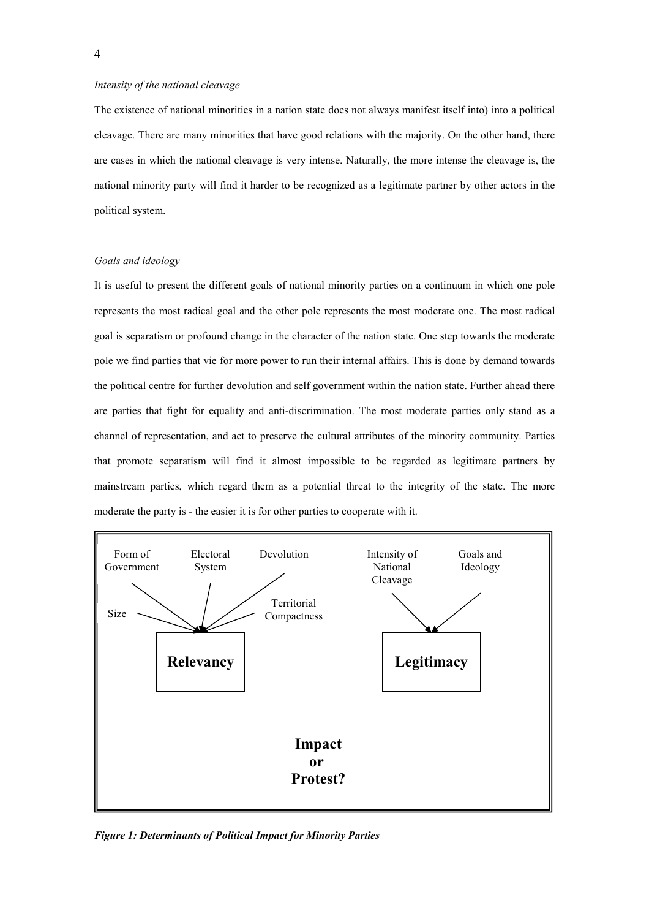*Intensity of the national cleavage*

The existence of national minorities in a nation state does not always manifest itself into) into a political cleavage. There are many minorities that have good relations with the majority. On the other hand, there are cases in which the national cleavage is very intense. Naturally, the more intense the cleavage is, the national minority party will find it harder to be recognized as a legitimate partner by other actors in the political system.

*Goals and ideology*

It is useful to present the different goals of national minority parties on a continuum in which one pole represents the most radical goal and the other pole represents the most moderate one. The most radical goal is separatism or profound change in the character of the nation state. One step towards the moderate pole we find parties that vie for more power to run their internal affairs. This is done by demand towards the political centre for further devolution and self government within the nation state. Further ahead there are parties that fight for equality and anti-discrimination. The most moderate parties only stand as a channel of representation, and act to preserve the cultural attributes of the minority community. Parties that promote separatism will find it almost impossible to be regarded as legitimate partners by mainstream parties, which regard them as a potential threat to the integrity of the state. The more moderate the party is - the easier it is for other parties to cooperate with it.

***Figure 1: Determinants of Political Impact for Minority Parties***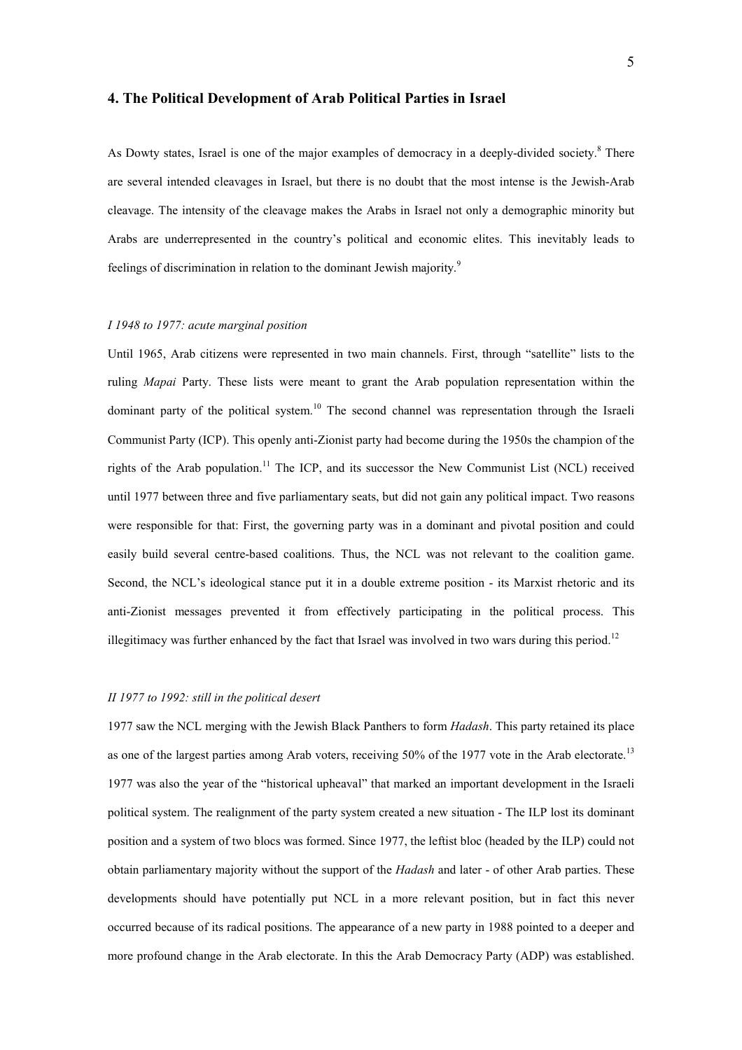## 4. The Political Development of Arab Political Parties in Israel

As Dowty states, Israel is one of the major examples of democracy in a deeply-divided society.[8] There are several intended cleavages in Israel, but there is no doubt that the most intense is the Jewish-Arab cleavage. The intensity of the cleavage makes the Arabs in Israel not only a demographic minority but Arabs are underrepresented in the country's political and economic elites. This inevitably leads to feelings of discrimination in relation to the dominant Jewish majority.[9]

### *I 1948 to 1977: acute marginal position*

Until 1965, Arab citizens were represented in two main channels. First, through "satellite" lists to the ruling *Mapai* Party. These lists were meant to grant the Arab population representation within the dominant party of the political system.[10] The second channel was representation through the Israeli Communist Party (ICP). This openly anti-Zionist party had become during the 1950s the champion of the rights of the Arab population.[11] The ICP, and its successor the New Communist List (NCL) received until 1977 between three and five parliamentary seats, but did not gain any political impact. Two reasons were responsible for that: First, the governing party was in a dominant and pivotal position and could easily build several centre-based coalitions. Thus, the NCL was not relevant to the coalition game. Second, the NCL's ideological stance put it in a double extreme position - its Marxist rhetoric and its anti-Zionist messages prevented it from effectively participating in the political process. This illegitimacy was further enhanced by the fact that Israel was involved in two wars during this period.[12]

### *II 1977 to 1992: still in the political desert*

1977 saw the NCL merging with the Jewish Black Panthers to form *Hadash*. This party retained its place as one of the largest parties among Arab voters, receiving 50% of the 1977 vote in the Arab electorate.[13] 1977 was also the year of the "historical upheaval" that marked an important development in the Israeli political system. The realignment of the party system created a new situation - The ILP lost its dominant position and a system of two blocs was formed. Since 1977, the leftist bloc (headed by the ILP) could not obtain parliamentary majority without the support of the *Hadash* and later - of other Arab parties. These developments should have potentially put NCL in a more relevant position, but in fact this never occurred because of its radical positions. The appearance of a new party in 1988 pointed to a deeper and more profound change in the Arab electorate. In this the Arab Democracy Party (ADP) was established.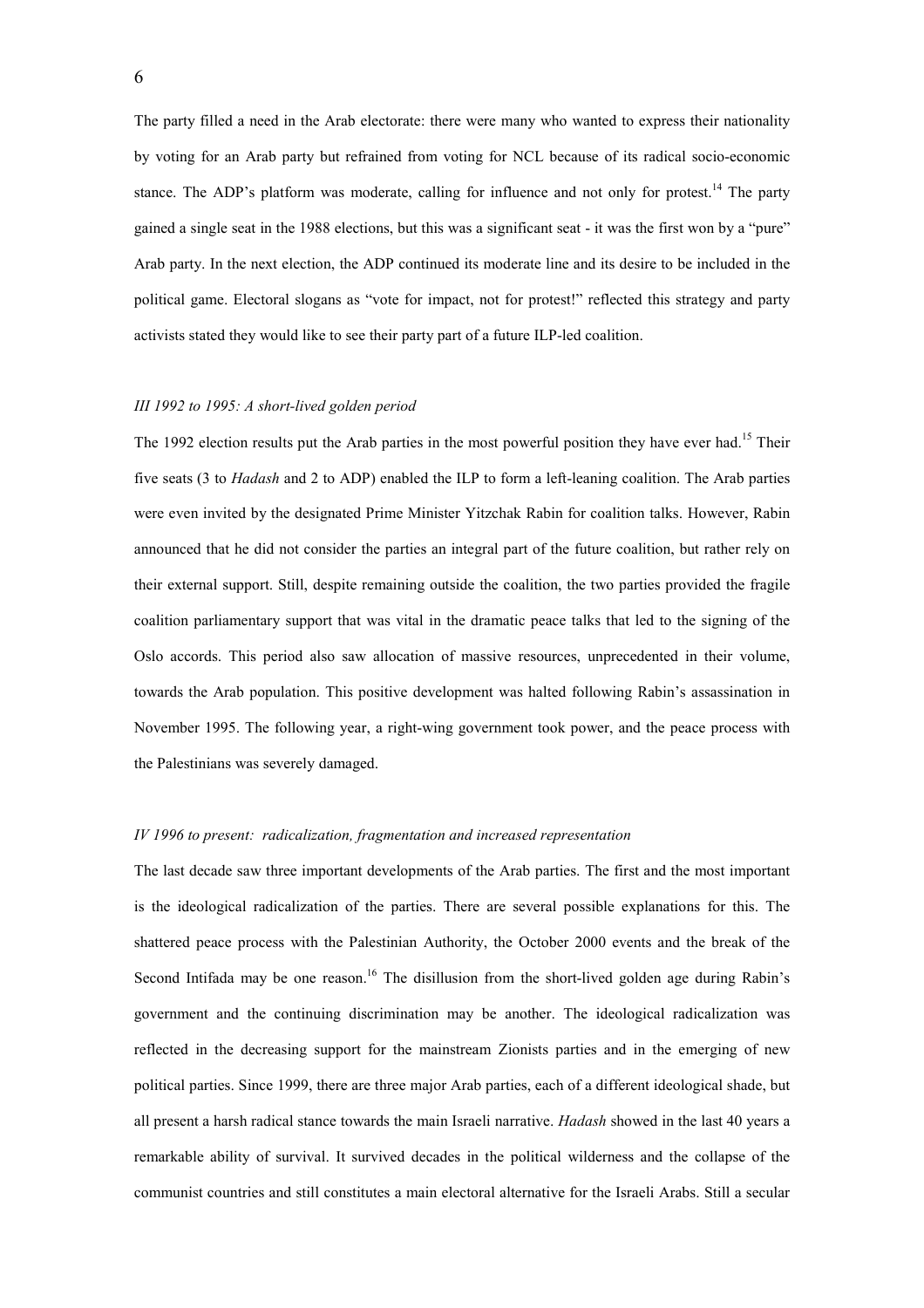The party filled a need in the Arab electorate: there were many who wanted to express their nationality by voting for an Arab party but refrained from voting for NCL because of its radical socio-economic stance. The ADP's platform was moderate, calling for influence and not only for protest.[14] The party gained a single seat in the 1988 elections, but this was a significant seat - it was the first won by a "pure" Arab party. In the next election, the ADP continued its moderate line and its desire to be included in the political game. Electoral slogans as "vote for impact, not for protest!" reflected this strategy and party activists stated they would like to see their party part of a future ILP-led coalition.

### *III 1992 to 1995: A short-lived golden period*

The 1992 election results put the Arab parties in the most powerful position they have ever had.[15] Their five seats (3 to *Hadash* and 2 to ADP) enabled the ILP to form a left-leaning coalition. The Arab parties were even invited by the designated Prime Minister Yitzchak Rabin for coalition talks. However, Rabin announced that he did not consider the parties an integral part of the future coalition, but rather rely on their external support. Still, despite remaining outside the coalition, the two parties provided the fragile coalition parliamentary support that was vital in the dramatic peace talks that led to the signing of the Oslo accords. This period also saw allocation of massive resources, unprecedented in their volume, towards the Arab population. This positive development was halted following Rabin's assassination in November 1995. The following year, a right-wing government took power, and the peace process with the Palestinians was severely damaged.

### *IV 1996 to present: radicalization, fragmentation and increased representation*

The last decade saw three important developments of the Arab parties. The first and the most important is the ideological radicalization of the parties. There are several possible explanations for this. The shattered peace process with the Palestinian Authority, the October 2000 events and the break of the Second Intifada may be one reason.[16] The disillusion from the short-lived golden age during Rabin's government and the continuing discrimination may be another. The ideological radicalization was reflected in the decreasing support for the mainstream Zionists parties and in the emerging of new political parties. Since 1999, there are three major Arab parties, each of a different ideological shade, but all present a harsh radical stance towards the main Israeli narrative. *Hadash* showed in the last 40 years a remarkable ability of survival. It survived decades in the political wilderness and the collapse of the communist countries and still constitutes a main electoral alternative for the Israeli Arabs. Still a secular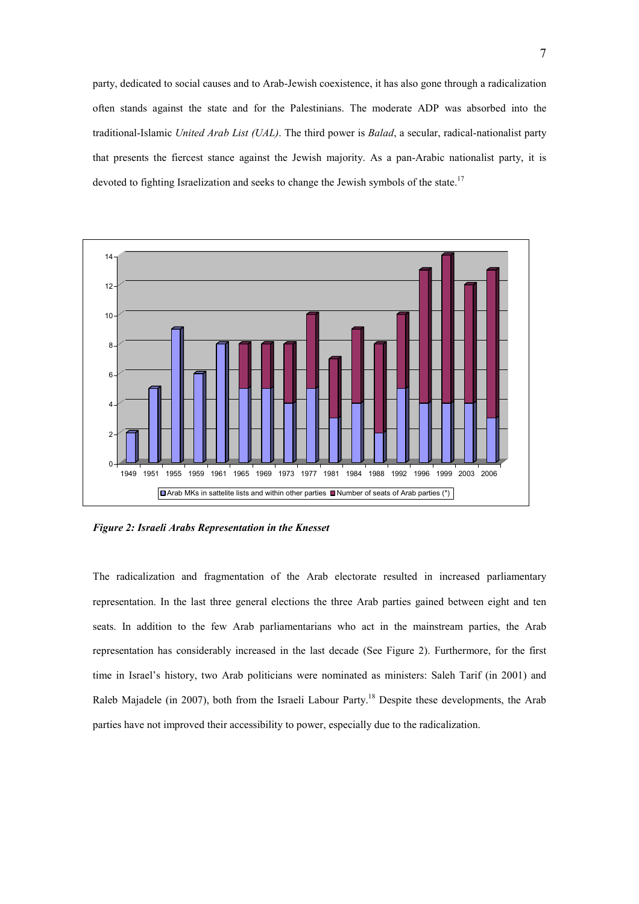party, dedicated to social causes and to Arab-Jewish coexistence, it has also gone through a radicalization often stands against the state and for the Palestinians. The moderate ADP was absorbed into the traditional-Islamic *United Arab List (UAL)*. The third power is *Balad*, a secular, radical-nationalist party that presents the fiercest stance against the Jewish majority. As a pan-Arabic nationalist party, it is devoted to fighting Israelization and seeks to change the Jewish symbols of the state.[17]

*Figure 2: Israeli Arabs Representation in the Knesset*

The radicalization and fragmentation of the Arab electorate resulted in increased parliamentary representation. In the last three general elections the three Arab parties gained between eight and ten seats. In addition to the few Arab parliamentarians who act in the mainstream parties, the Arab representation has considerably increased in the last decade (See Figure 2). Furthermore, for the first time in Israel's history, two Arab politicians were nominated as ministers: Saleh Tarif (in 2001) and Raleb Majadele (in 2007), both from the Israeli Labour Party.[18] Despite these developments, the Arab parties have not improved their accessibility to power, especially due to the radicalization.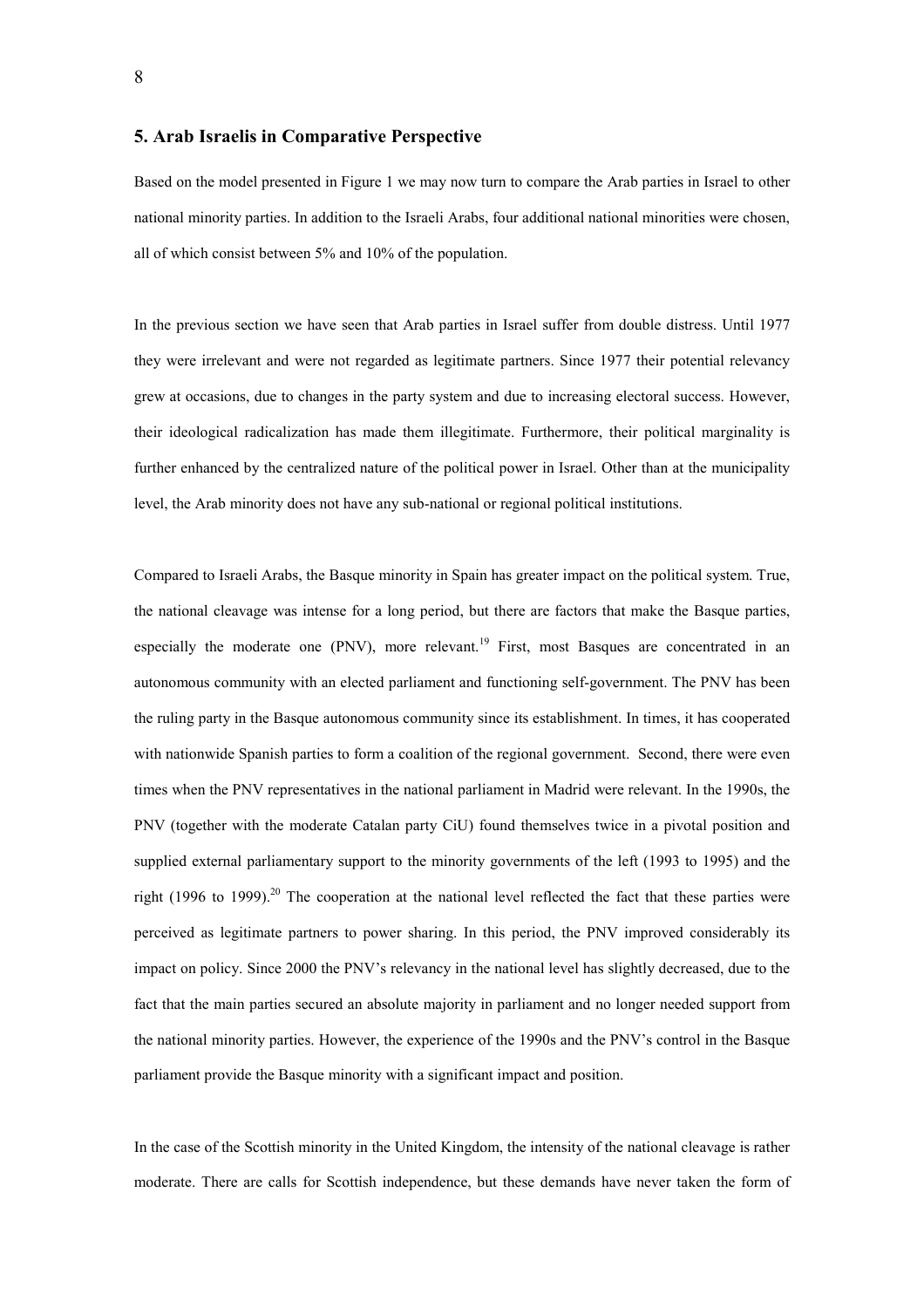## 5. Arab Israelis in Comparative Perspective

Based on the model presented in Figure 1 we may now turn to compare the Arab parties in Israel to other national minority parties. In addition to the Israeli Arabs, four additional national minorities were chosen, all of which consist between 5% and 10% of the population.

In the previous section we have seen that Arab parties in Israel suffer from double distress. Until 1977 they were irrelevant and were not regarded as legitimate partners. Since 1977 their potential relevancy grew at occasions, due to changes in the party system and due to increasing electoral success. However, their ideological radicalization has made them illegitimate. Furthermore, their political marginality is further enhanced by the centralized nature of the political power in Israel. Other than at the municipality level, the Arab minority does not have any sub-national or regional political institutions.

Compared to Israeli Arabs, the Basque minority in Spain has greater impact on the political system. True, the national cleavage was intense for a long period, but there are factors that make the Basque parties, especially the moderate one (PNV), more relevant.[19] First, most Basques are concentrated in an autonomous community with an elected parliament and functioning self-government. The PNV has been the ruling party in the Basque autonomous community since its establishment. In times, it has cooperated with nationwide Spanish parties to form a coalition of the regional government. Second, there were even times when the PNV representatives in the national parliament in Madrid were relevant. In the 1990s, the PNV (together with the moderate Catalan party CiU) found themselves twice in a pivotal position and supplied external parliamentary support to the minority governments of the left (1993 to 1995) and the right (1996 to 1999).[20] The cooperation at the national level reflected the fact that these parties were perceived as legitimate partners to power sharing. In this period, the PNV improved considerably its impact on policy. Since 2000 the PNV's relevancy in the national level has slightly decreased, due to the fact that the main parties secured an absolute majority in parliament and no longer needed support from the national minority parties. However, the experience of the 1990s and the PNV's control in the Basque parliament provide the Basque minority with a significant impact and position.

In the case of the Scottish minority in the United Kingdom, the intensity of the national cleavage is rather moderate. There are calls for Scottish independence, but these demands have never taken the form of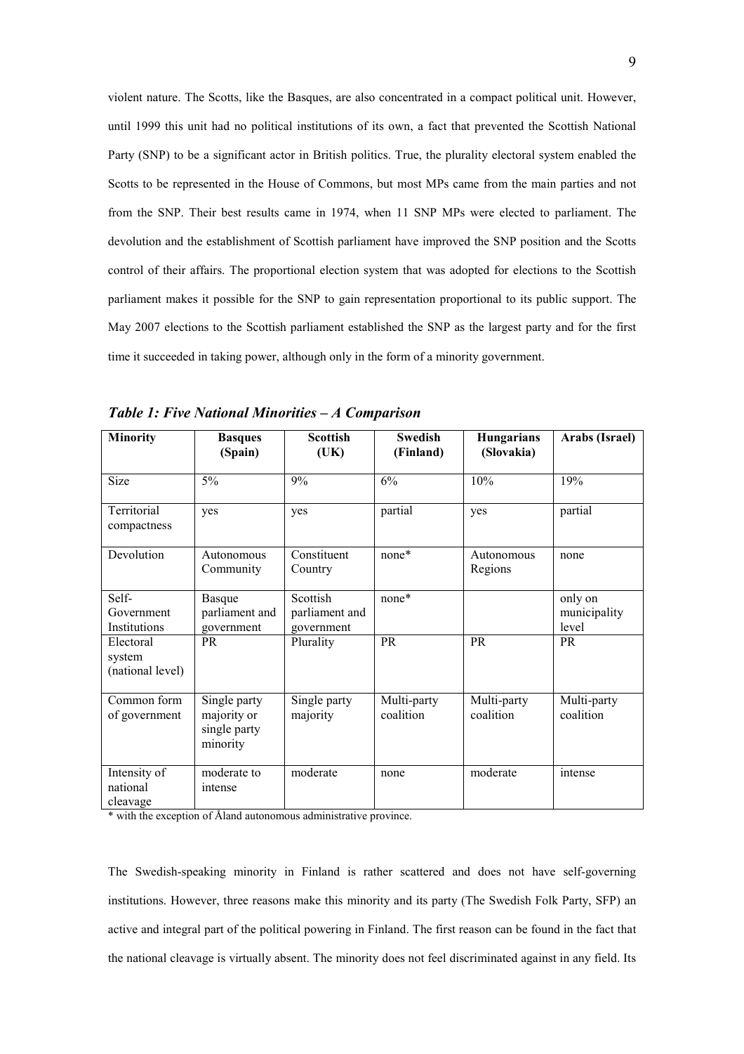violent nature. The Scotts, like the Basques, are also concentrated in a compact political unit. However, until 1999 this unit had no political institutions of its own, a fact that prevented the Scottish National Party (SNP) to be a significant actor in British politics. True, the plurality electoral system enabled the Scotts to be represented in the House of Commons, but most MPs came from the main parties and not from the SNP. Their best results came in 1974, when 11 SNP MPs were elected to parliament. The devolution and the establishment of Scottish parliament have improved the SNP position and the Scotts control of their affairs. The proportional election system that was adopted for elections to the Scottish parliament makes it possible for the SNP to gain representation proportional to its public support. The May 2007 elections to the Scottish parliament established the SNP as the largest party and for the first time it succeeded in taking power, although only in the form of a minority government.

***Table 1: Five National Minorities – A Comparison***

| **Minority** | **Basques (Spain)** | **Scottish (UK)** | **Swedish (Finland)** | **Hungarians (Slovakia)** | **Arabs (Israel)** |
|---|---|---|---|---|---|
| Size | 5% | 9% | 6% | 10% | 19% |
| Territorial compactness | yes | yes | partial | yes | partial |
| Devolution | Autonomous Community | Constituent Country | none* | Autonomous Regions | none |
| Self-Government Institutions | Basque parliament and government | Scottish parliament and government | none* | | only on municipality level |
| Electoral system (national level) | PR | Plurality | PR | PR | PR |
| Common form of government | Single party majority or single party minority | Single party majority | Multi-party coalition | Multi-party coalition | Multi-party coalition |
| Intensity of national cleavage | moderate to intense | moderate | none | moderate | intense |

* with the exception of Åland autonomous administrative province.

The Swedish-speaking minority in Finland is rather scattered and does not have self-governing institutions. However, three reasons make this minority and its party (The Swedish Folk Party, SFP) an active and integral part of the political powering in Finland. The first reason can be found in the fact that the national cleavage is virtually absent. The minority does not feel discriminated against in any field. Its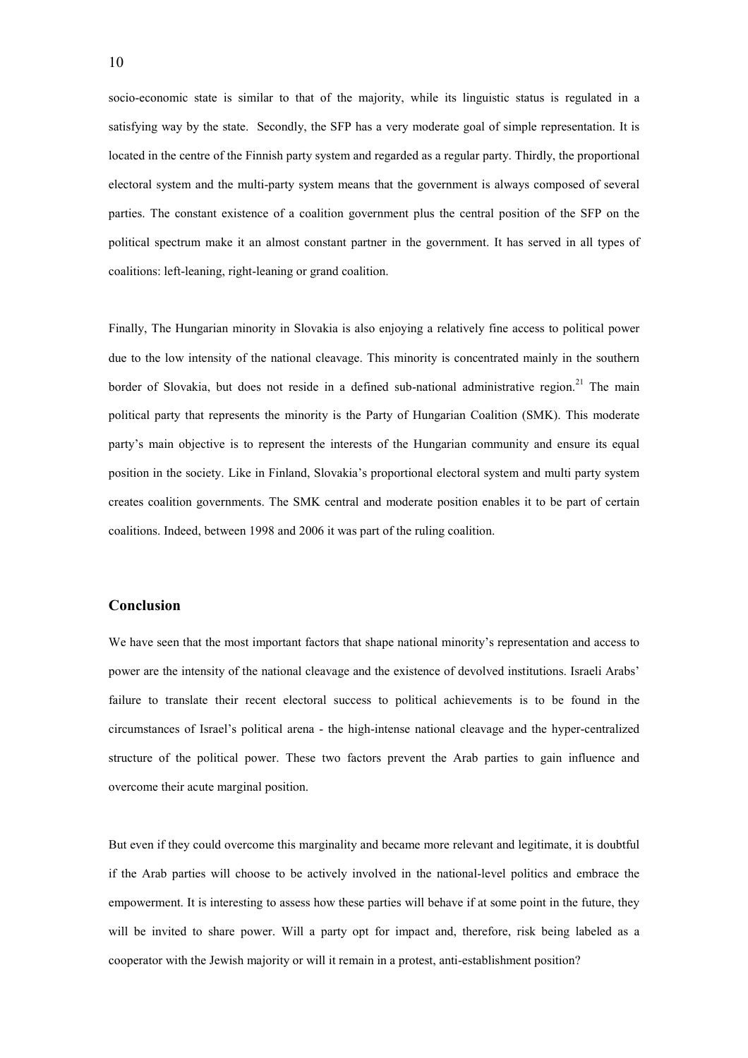socio-economic state is similar to that of the majority, while its linguistic status is regulated in a satisfying way by the state. Secondly, the SFP has a very moderate goal of simple representation. It is located in the centre of the Finnish party system and regarded as a regular party. Thirdly, the proportional electoral system and the multi-party system means that the government is always composed of several parties. The constant existence of a coalition government plus the central position of the SFP on the political spectrum make it an almost constant partner in the government. It has served in all types of coalitions: left-leaning, right-leaning or grand coalition.

Finally, The Hungarian minority in Slovakia is also enjoying a relatively fine access to political power due to the low intensity of the national cleavage. This minority is concentrated mainly in the southern border of Slovakia, but does not reside in a defined sub-national administrative region.[21] The main political party that represents the minority is the Party of Hungarian Coalition (SMK). This moderate party's main objective is to represent the interests of the Hungarian community and ensure its equal position in the society. Like in Finland, Slovakia's proportional electoral system and multi party system creates coalition governments. The SMK central and moderate position enables it to be part of certain coalitions. Indeed, between 1998 and 2006 it was part of the ruling coalition.

## Conclusion

We have seen that the most important factors that shape national minority's representation and access to power are the intensity of the national cleavage and the existence of devolved institutions. Israeli Arabs' failure to translate their recent electoral success to political achievements is to be found in the circumstances of Israel's political arena - the high-intense national cleavage and the hyper-centralized structure of the political power. These two factors prevent the Arab parties to gain influence and overcome their acute marginal position.

But even if they could overcome this marginality and became more relevant and legitimate, it is doubtful if the Arab parties will choose to be actively involved in the national-level politics and embrace the empowerment. It is interesting to assess how these parties will behave if at some point in the future, they will be invited to share power. Will a party opt for impact and, therefore, risk being labeled as a cooperator with the Jewish majority or will it remain in a protest, anti-establishment position?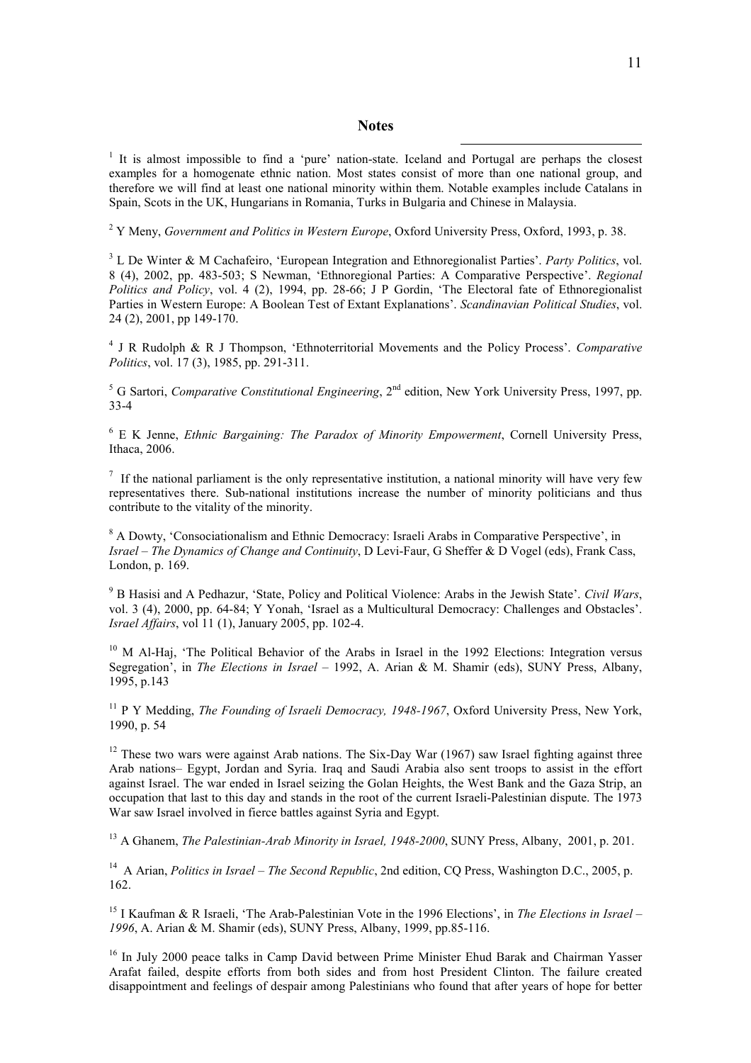## Notes

[1] It is almost impossible to find a 'pure' nation-state. Iceland and Portugal are perhaps the closest examples for a homogenate ethnic nation. Most states consist of more than one national group, and therefore we will find at least one national minority within them. Notable examples include Catalans in Spain, Scots in the UK, Hungarians in Romania, Turks in Bulgaria and Chinese in Malaysia.

[2] Y Meny, *Government and Politics in Western Europe*, Oxford University Press, Oxford, 1993, p. 38.

[3] L De Winter & M Cachafeiro, 'European Integration and Ethnoregionalist Parties'. *Party Politics*, vol. 8 (4), 2002, pp. 483-503; S Newman, 'Ethnoregional Parties: A Comparative Perspective'. *Regional Politics and Policy*, vol. 4 (2), 1994, pp. 28-66; J P Gordin, 'The Electoral fate of Ethnoregionalist Parties in Western Europe: A Boolean Test of Extant Explanations'. *Scandinavian Political Studies*, vol. 24 (2), 2001, pp 149-170.

[4] J R Rudolph & R J Thompson, 'Ethnoterritorial Movements and the Policy Process'. *Comparative Politics*, vol. 17 (3), 1985, pp. 291-311.

[5] G Sartori, *Comparative Constitutional Engineering*, 2nd edition, New York University Press, 1997, pp. 33-4

[6] E K Jenne, *Ethnic Bargaining: The Paradox of Minority Empowerment*, Cornell University Press, Ithaca, 2006.

[7] If the national parliament is the only representative institution, a national minority will have very few representatives there. Sub-national institutions increase the number of minority politicians and thus contribute to the vitality of the minority.

[8] A Dowty, 'Consociationalism and Ethnic Democracy: Israeli Arabs in Comparative Perspective', in *Israel – The Dynamics of Change and Continuity*, D Levi-Faur, G Sheffer & D Vogel (eds), Frank Cass, London, p. 169.

[9] B Hasisi and A Pedhazur, 'State, Policy and Political Violence: Arabs in the Jewish State'. *Civil Wars*, vol. 3 (4), 2000, pp. 64-84; Y Yonah, 'Israel as a Multicultural Democracy: Challenges and Obstacles'. *Israel Affairs*, vol 11 (1), January 2005, pp. 102-4.

[10] M Al-Haj, 'The Political Behavior of the Arabs in Israel in the 1992 Elections: Integration versus Segregation', in *The Elections in Israel* – 1992, A. Arian & M. Shamir (eds), SUNY Press, Albany, 1995, p.143

[11] P Y Medding, *The Founding of Israeli Democracy, 1948-1967*, Oxford University Press, New York, 1990, p. 54

[12] These two wars were against Arab nations. The Six-Day War (1967) saw Israel fighting against three Arab nations– Egypt, Jordan and Syria. Iraq and Saudi Arabia also sent troops to assist in the effort against Israel. The war ended in Israel seizing the Golan Heights, the West Bank and the Gaza Strip, an occupation that last to this day and stands in the root of the current Israeli-Palestinian dispute. The 1973 War saw Israel involved in fierce battles against Syria and Egypt.

[13] A Ghanem, *The Palestinian-Arab Minority in Israel, 1948-2000*, SUNY Press, Albany, 2001, p. 201.

[14] A Arian, *Politics in Israel – The Second Republic*, 2nd edition, CQ Press, Washington D.C., 2005, p. 162.

[15] I Kaufman & R Israeli, 'The Arab-Palestinian Vote in the 1996 Elections', in *The Elections in Israel – 1996*, A. Arian & M. Shamir (eds), SUNY Press, Albany, 1999, pp.85-116.

[16] In July 2000 peace talks in Camp David between Prime Minister Ehud Barak and Chairman Yasser Arafat failed, despite efforts from both sides and from host President Clinton. The failure created disappointment and feelings of despair among Palestinians who found that after years of hope for better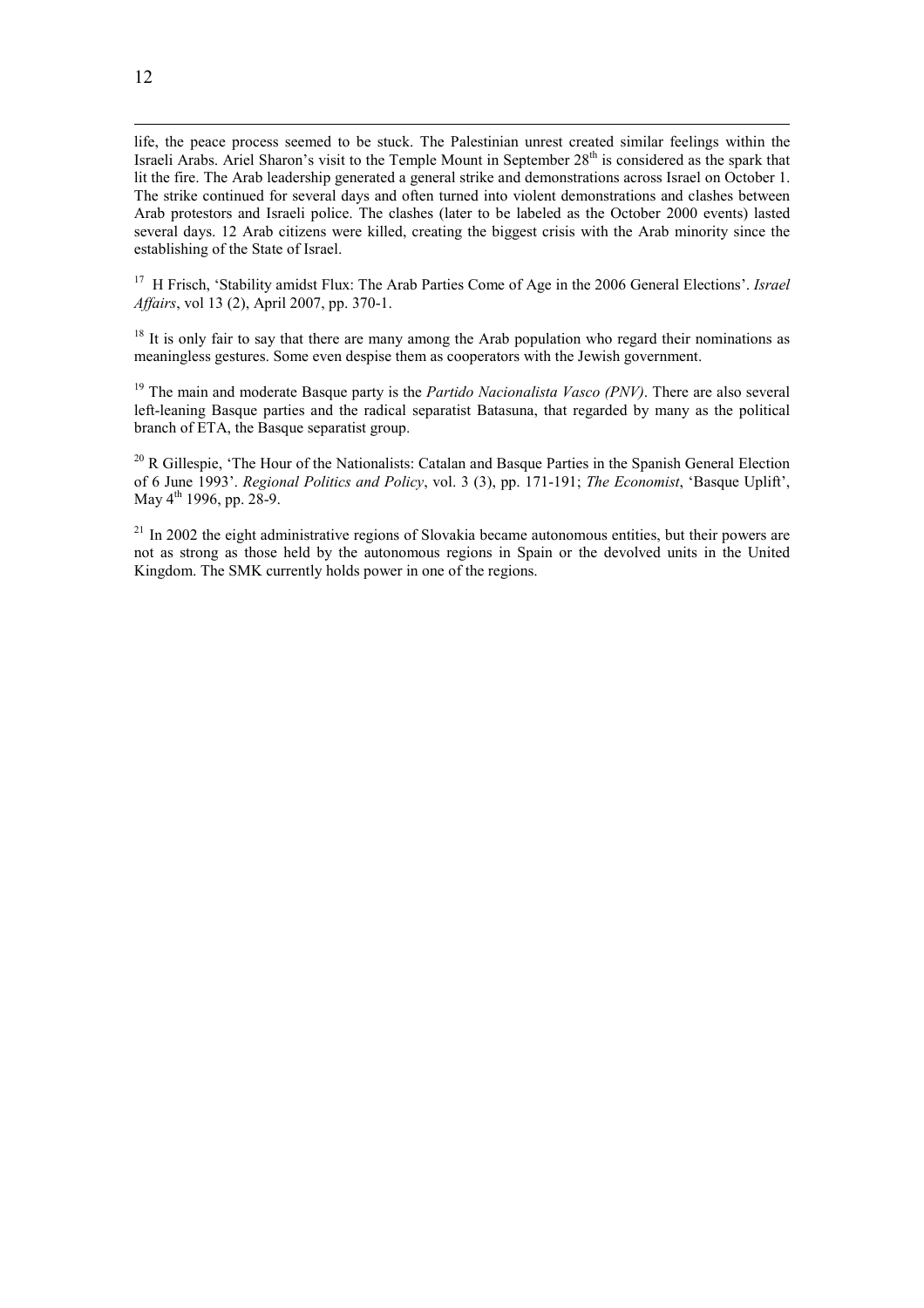life, the peace process seemed to be stuck. The Palestinian unrest created similar feelings within the Israeli Arabs. Ariel Sharon's visit to the Temple Mount in September 28th is considered as the spark that lit the fire. The Arab leadership generated a general strike and demonstrations across Israel on October 1. The strike continued for several days and often turned into violent demonstrations and clashes between Arab protestors and Israeli police. The clashes (later to be labeled as the October 2000 events) lasted several days. 12 Arab citizens were killed, creating the biggest crisis with the Arab minority since the establishing of the State of Israel.

[17] H Frisch, 'Stability amidst Flux: The Arab Parties Come of Age in the 2006 General Elections'. *Israel Affairs*, vol 13 (2), April 2007, pp. 370-1.

[18] It is only fair to say that there are many among the Arab population who regard their nominations as meaningless gestures. Some even despise them as cooperators with the Jewish government.

[19] The main and moderate Basque party is the *Partido Nacionalista Vasco (PNV)*. There are also several left-leaning Basque parties and the radical separatist Batasuna, that regarded by many as the political branch of ETA, the Basque separatist group.

[20] R Gillespie, 'The Hour of the Nationalists: Catalan and Basque Parties in the Spanish General Election of 6 June 1993'. *Regional Politics and Policy*, vol. 3 (3), pp. 171-191; *The Economist*, 'Basque Uplift', May 4th 1996, pp. 28-9.

[21] In 2002 the eight administrative regions of Slovakia became autonomous entities, but their powers are not as strong as those held by the autonomous regions in Spain or the devolved units in the United Kingdom. The SMK currently holds power in one of the regions.